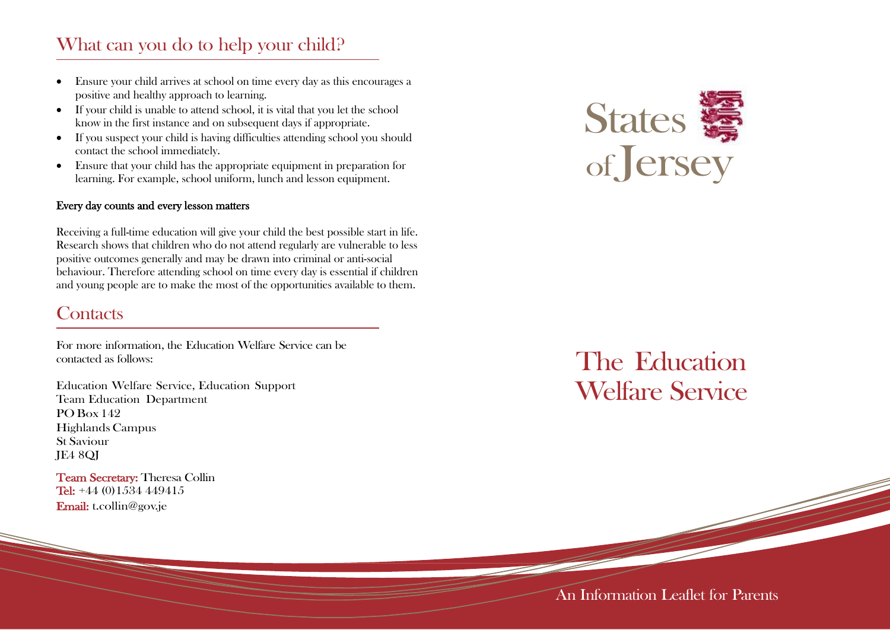## What can you do to help your child?

- Ensure your child arrives at school on time every day as this encourages a positive and healthy approach to learning.
- If your child is unable to attend school, it is vital that you let the school know in the first instance and on subsequent days if appropriate.
- If you suspect your child is having difficulties attending school you should contact the school immediately.
- Ensure that your child has the appropriate equipment in preparation for learning. For example, school uniform, lunch and lesson equipment.

**Every day counts and every lesson matters**

Receiving a full-time education will give your child the best possible start in life. Research shows that children who do not attend regularly are vulnerable to less positive outcomes generally and may be drawn into criminal or anti-social behaviour. Therefore attending school on time every day is essential if children and young people are to make the most of the opportunities available to them.

## Contacts

For more information, the Education Welfare Service can be contacted as follows:

Education Welfare Service, Education Support
Team Education Department
PO Box 142
Highlands Campus
St Saviour
JE4 8QJ

**Team Secretary:** Theresa Collin
**Tel:** +44 (0)1534 449415
**Email:** t.collin@gov.je

States of Jersey

# The Education Welfare Service

An Information Leaflet for Parents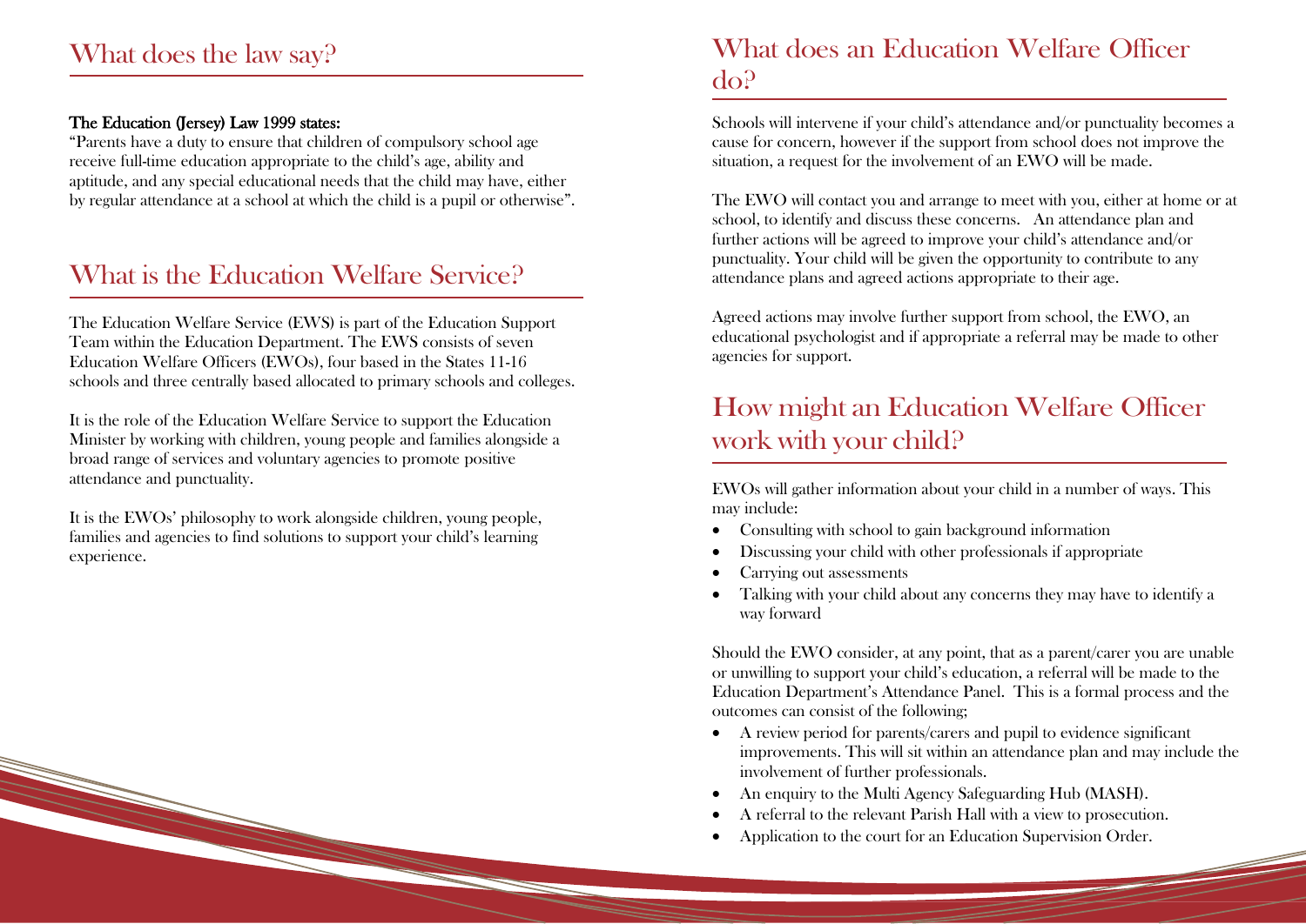## What does the law say?

**The Education (Jersey) Law 1999 states:**

"Parents have a duty to ensure that children of compulsory school age receive full-time education appropriate to the child's age, ability and aptitude, and any special educational needs that the child may have, either by regular attendance at a school at which the child is a pupil or otherwise".

## What is the Education Welfare Service?

The Education Welfare Service (EWS) is part of the Education Support Team within the Education Department. The EWS consists of seven Education Welfare Officers (EWOs), four based in the States 11-16 schools and three centrally based allocated to primary schools and colleges.

It is the role of the Education Welfare Service to support the Education Minister by working with children, young people and families alongside a broad range of services and voluntary agencies to promote positive attendance and punctuality.

It is the EWOs' philosophy to work alongside children, young people, families and agencies to find solutions to support your child's learning experience.

## What does an Education Welfare Officer do?

Schools will intervene if your child's attendance and/or punctuality becomes a cause for concern, however if the support from school does not improve the situation, a request for the involvement of an EWO will be made.

The EWO will contact you and arrange to meet with you, either at home or at school, to identify and discuss these concerns. An attendance plan and further actions will be agreed to improve your child's attendance and/or punctuality. Your child will be given the opportunity to contribute to any attendance plans and agreed actions appropriate to their age.

Agreed actions may involve further support from school, the EWO, an educational psychologist and if appropriate a referral may be made to other agencies for support.

## How might an Education Welfare Officer work with your child?

EWOs will gather information about your child in a number of ways. This may include:

- Consulting with school to gain background information
- Discussing your child with other professionals if appropriate
- Carrying out assessments
- Talking with your child about any concerns they may have to identify a way forward

Should the EWO consider, at any point, that as a parent/carer you are unable or unwilling to support your child's education, a referral will be made to the Education Department's Attendance Panel. This is a formal process and the outcomes can consist of the following;

- A review period for parents/carers and pupil to evidence significant improvements. This will sit within an attendance plan and may include the involvement of further professionals.
- An enquiry to the Multi Agency Safeguarding Hub (MASH).
- A referral to the relevant Parish Hall with a view to prosecution.
- Application to the court for an Education Supervision Order.